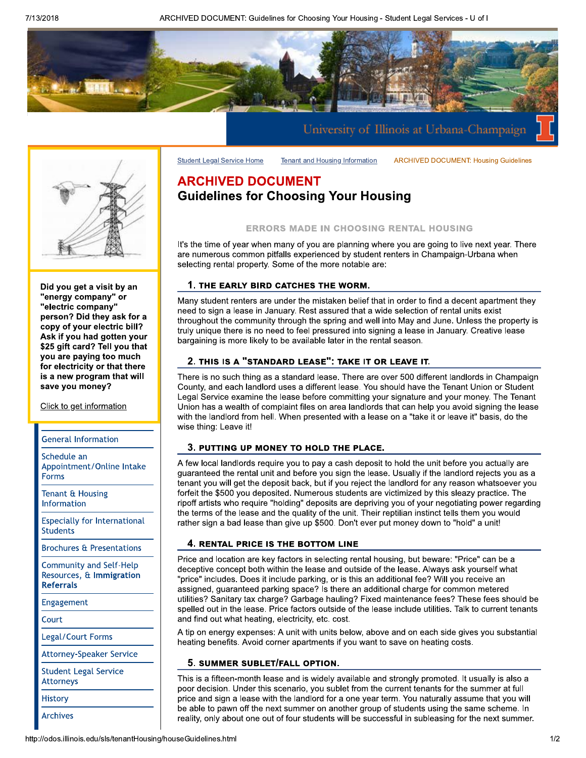Student Legal Service Home | Tenant and Housing Information | ARCHIVED DOCUMENT: Housing Guidelines

# ARCHIVED DOCUMENT
# Guidelines for Choosing Your Housing

## ERRORS MADE IN CHOOSING RENTAL HOUSING

It's the time of year when many of you are planning where you are going to live next year. There are numerous common pitfalls experienced by student renters in Champaign-Urbana when selecting rental property. Some of the more notable are:

### 1. THE EARLY BIRD CATCHES THE WORM.

Many student renters are under the mistaken belief that in order to find a decent apartment they need to sign a lease in January. Rest assured that a wide selection of rental units exist throughout the community through the spring and well into May and June. Unless the property is truly unique there is no need to feel pressured into signing a lease in January. Creative lease bargaining is more likely to be available later in the rental season.

### 2. THIS IS A "STANDARD LEASE": TAKE IT OR LEAVE IT.

There is no such thing as a standard lease. There are over 500 different landlords in Champaign County, and each landlord uses a different lease. You should have the Tenant Union or Student Legal Service examine the lease before committing your signature and your money. The Tenant Union has a wealth of complaint files on area landlords that can help you avoid signing the lease with the landlord from hell. When presented with a lease on a "take it or leave it" basis, do the wise thing: Leave it!

### 3. PUTTING UP MONEY TO HOLD THE PLACE.

A few local landlords require you to pay a cash deposit to hold the unit before you actually are guaranteed the rental unit and before you sign the lease. Usually if the landlord rejects you as a tenant you will get the deposit back, but if you reject the landlord for any reason whatsoever you forfeit the $500 you deposited. Numerous students are victimized by this sleazy practice. The ripoff artists who require "holding" deposits are depriving you of your negotiating power regarding the terms of the lease and the quality of the unit. Their reptilian instinct tells them you would rather sign a bad lease than give up $500. Don't ever put money down to "hold" a unit!

### 4. RENTAL PRICE IS THE BOTTOM LINE

Price and location are key factors in selecting rental housing, but beware: "Price" can be a deceptive concept both within the lease and outside of the lease. Always ask yourself what "price" includes. Does it include parking, or is this an additional fee? Will you receive an assigned, guaranteed parking space? Is there an additional charge for common metered utilities? Sanitary tax charge? Garbage hauling? Fixed maintenance fees? These fees should be spelled out in the lease. Price factors outside of the lease include utilities. Talk to current tenants and find out what heating, electricity, etc. cost.

A tip on energy expenses: A unit with units below, above and on each side gives you substantial heating benefits. Avoid corner apartments if you want to save on heating costs.

### 5. SUMMER SUBLET/FALL OPTION.

This is a fifteen-month lease and is widely available and strongly promoted. It usually is also a poor decision. Under this scenario, you sublet from the current tenants for the summer at full price and sign a lease with the landlord for a one year term. You naturally assume that you will be able to pawn off the next summer on another group of students using the same scheme. In reality, only about one out of four students will be successful in subleasing for the next summer.

---

**Did you get a visit by an "energy company" or "electric company" person? Did they ask for a copy of your electric bill? Ask if you had gotten your $25 gift card? Tell you that you are paying too much for electricity or that there is a new program that will save you money?**

Click to get information

- General Information
- Schedule an Appointment/Online Intake Forms
- Tenant & Housing Information
- Especially for International Students
- Brochures & Presentations
- Community and Self-Help Resources, & **Immigration Referrals**
- Engagement
- Court
- Legal/Court Forms
- Attorney-Speaker Service
- Student Legal Service Attorneys
- History
- Archives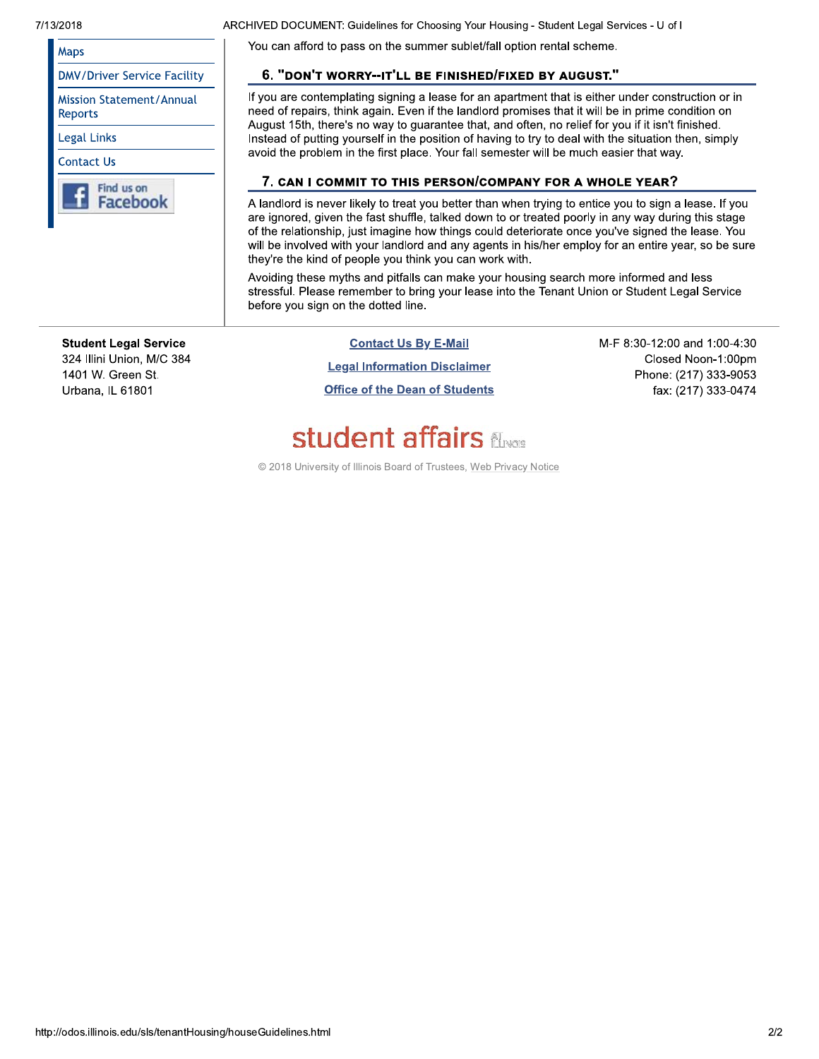- Maps
- DMV/Driver Service Facility
- Mission Statement/Annual Reports
- Legal Links
- Contact Us

Find us on Facebook

You can afford to pass on the summer sublet/fall option rental scheme.

### 6. "DON'T WORRY--IT'LL BE FINISHED/FIXED BY AUGUST."

If you are contemplating signing a lease for an apartment that is either under construction or in need of repairs, think again. Even if the landlord promises that it will be in prime condition on August 15th, there's no way to guarantee that, and often, no relief for you if it isn't finished. Instead of putting yourself in the position of having to try to deal with the situation then, simply avoid the problem in the first place. Your fall semester will be much easier that way.

### 7. CAN I COMMIT TO THIS PERSON/COMPANY FOR A WHOLE YEAR?

A landlord is never likely to treat you better than when trying to entice you to sign a lease. If you are ignored, given the fast shuffle, talked down to or treated poorly in any way during this stage of the relationship, just imagine how things could deteriorate once you've signed the lease. You will be involved with your landlord and any agents in his/her employ for an entire year, so be sure they're the kind of people you think you can work with.

Avoiding these myths and pitfalls can make your housing search more informed and less stressful. Please remember to bring your lease into the Tenant Union or Student Legal Service before you sign on the dotted line.

**Student Legal Service**
324 Illini Union, M/C 384
1401 W. Green St.
Urbana, IL 61801

Contact Us By E-Mail

Legal Information Disclaimer

Office of the Dean of Students

M-F 8:30-12:00 and 1:00-4:30
Closed Noon-1:00pm
Phone: (217) 333-9053
fax: (217) 333-0474

student affairs AT ILLINOIS

© 2018 University of Illinois Board of Trustees, Web Privacy Notice